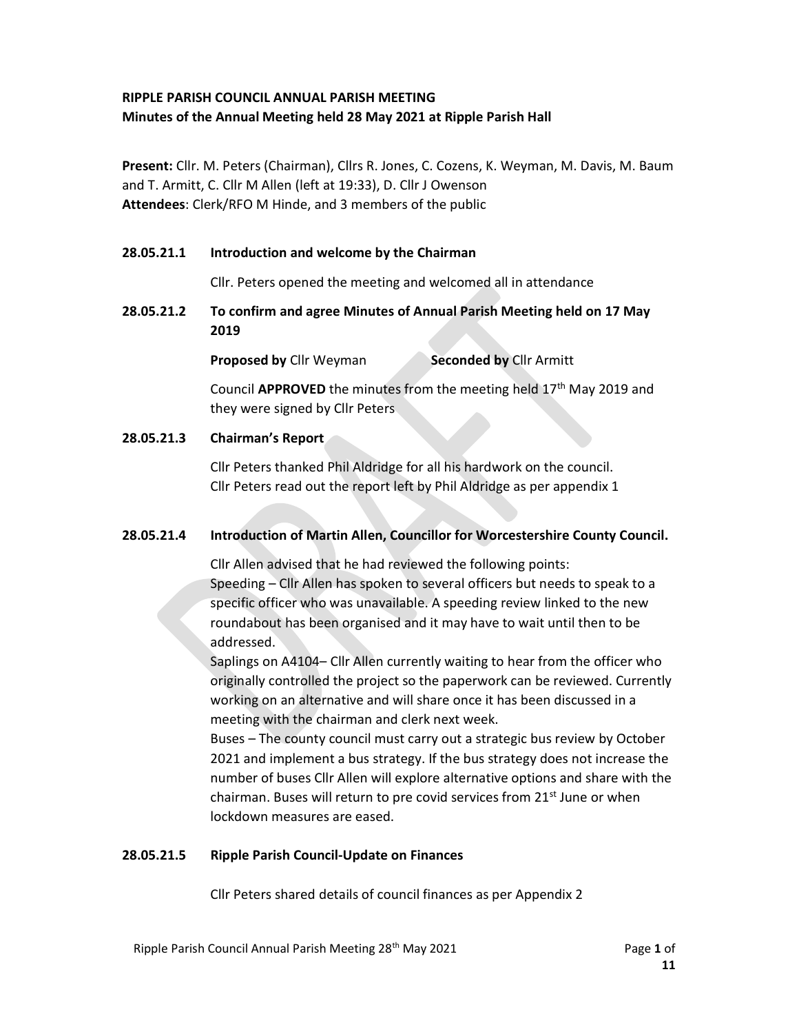**RIPPLE PARISH COUNCIL ANNUAL PARISH MEETING**
**Minutes of the Annual Meeting held 28 May 2021 at Ripple Parish Hall**

**Present:** Cllr. M. Peters (Chairman), Cllrs R. Jones, C. Cozens, K. Weyman, M. Davis, M. Baum and T. Armitt, C. Cllr M Allen (left at 19:33), D. Cllr J Owenson
**Attendees**: Clerk/RFO M Hinde, and 3 members of the public

**28.05.21.1 Introduction and welcome by the Chairman**

Cllr. Peters opened the meeting and welcomed all in attendance

**28.05.21.2 To confirm and agree Minutes of Annual Parish Meeting held on 17 May 2019**

**Proposed by** Cllr Weyman **Seconded by** Cllr Armitt

Council **APPROVED** the minutes from the meeting held 17th May 2019 and they were signed by Cllr Peters

**28.05.21.3 Chairman's Report**

Cllr Peters thanked Phil Aldridge for all his hardwork on the council.
Cllr Peters read out the report left by Phil Aldridge as per appendix 1

**28.05.21.4 Introduction of Martin Allen, Councillor for Worcestershire County Council.**

Cllr Allen advised that he had reviewed the following points:
Speeding – Cllr Allen has spoken to several officers but needs to speak to a specific officer who was unavailable. A speeding review linked to the new roundabout has been organised and it may have to wait until then to be addressed.
Saplings on A4104– Cllr Allen currently waiting to hear from the officer who originally controlled the project so the paperwork can be reviewed. Currently working on an alternative and will share once it has been discussed in a meeting with the chairman and clerk next week.
Buses – The county council must carry out a strategic bus review by October 2021 and implement a bus strategy. If the bus strategy does not increase the number of buses Cllr Allen will explore alternative options and share with the chairman. Buses will return to pre covid services from 21st June or when lockdown measures are eased.

**28.05.21.5 Ripple Parish Council-Update on Finances**

Cllr Peters shared details of council finances as per Appendix 2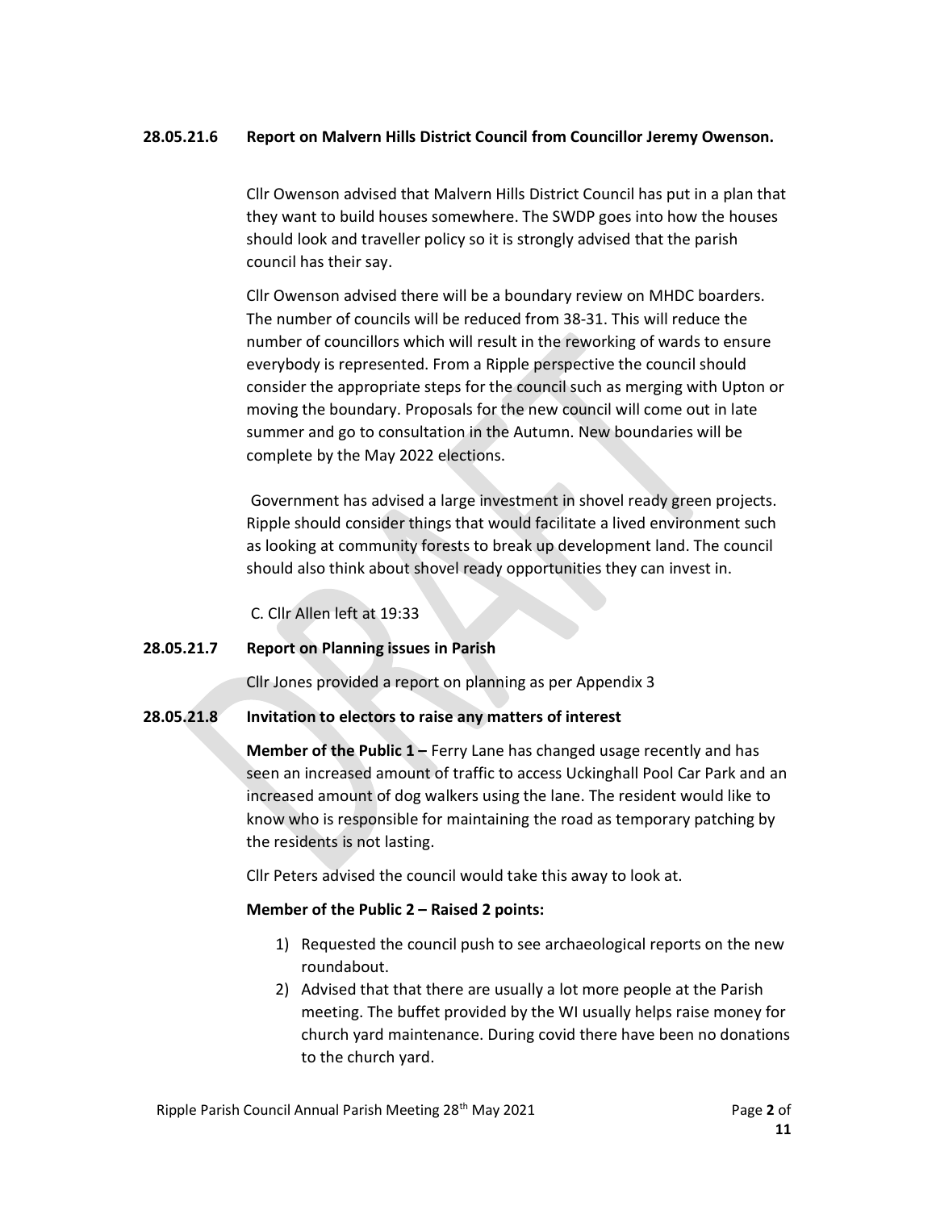**28.05.21.6 Report on Malvern Hills District Council from Councillor Jeremy Owenson.**

Cllr Owenson advised that Malvern Hills District Council has put in a plan that they want to build houses somewhere. The SWDP goes into how the houses should look and traveller policy so it is strongly advised that the parish council has their say.

Cllr Owenson advised there will be a boundary review on MHDC boarders. The number of councils will be reduced from 38-31. This will reduce the number of councillors which will result in the reworking of wards to ensure everybody is represented. From a Ripple perspective the council should consider the appropriate steps for the council such as merging with Upton or moving the boundary. Proposals for the new council will come out in late summer and go to consultation in the Autumn. New boundaries will be complete by the May 2022 elections.

Government has advised a large investment in shovel ready green projects. Ripple should consider things that would facilitate a lived environment such as looking at community forests to break up development land. The council should also think about shovel ready opportunities they can invest in.

C. Cllr Allen left at 19:33

**28.05.21.7 Report on Planning issues in Parish**

Cllr Jones provided a report on planning as per Appendix 3

**28.05.21.8 Invitation to electors to raise any matters of interest**

**Member of the Public 1 –** Ferry Lane has changed usage recently and has seen an increased amount of traffic to access Uckinghall Pool Car Park and an increased amount of dog walkers using the lane. The resident would like to know who is responsible for maintaining the road as temporary patching by the residents is not lasting.

Cllr Peters advised the council would take this away to look at.

**Member of the Public 2 – Raised 2 points:**

1) Requested the council push to see archaeological reports on the new roundabout.
2) Advised that that there are usually a lot more people at the Parish meeting. The buffet provided by the WI usually helps raise money for church yard maintenance. During covid there have been no donations to the church yard.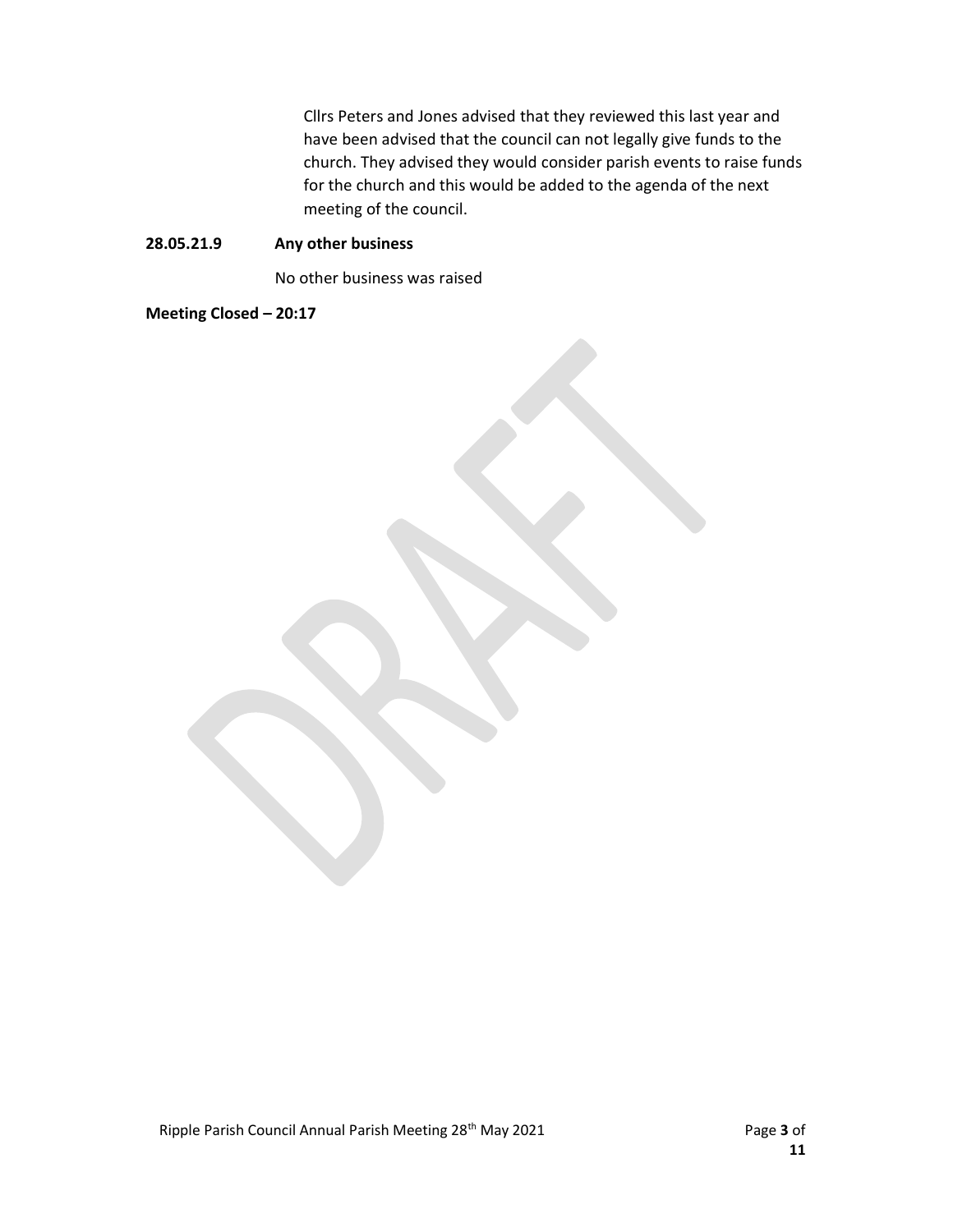Cllrs Peters and Jones advised that they reviewed this last year and have been advised that the council can not legally give funds to the church. They advised they would consider parish events to raise funds for the church and this would be added to the agenda of the next meeting of the council.

**28.05.21.9 Any other business**

No other business was raised

**Meeting Closed – 20:17**

DRAFT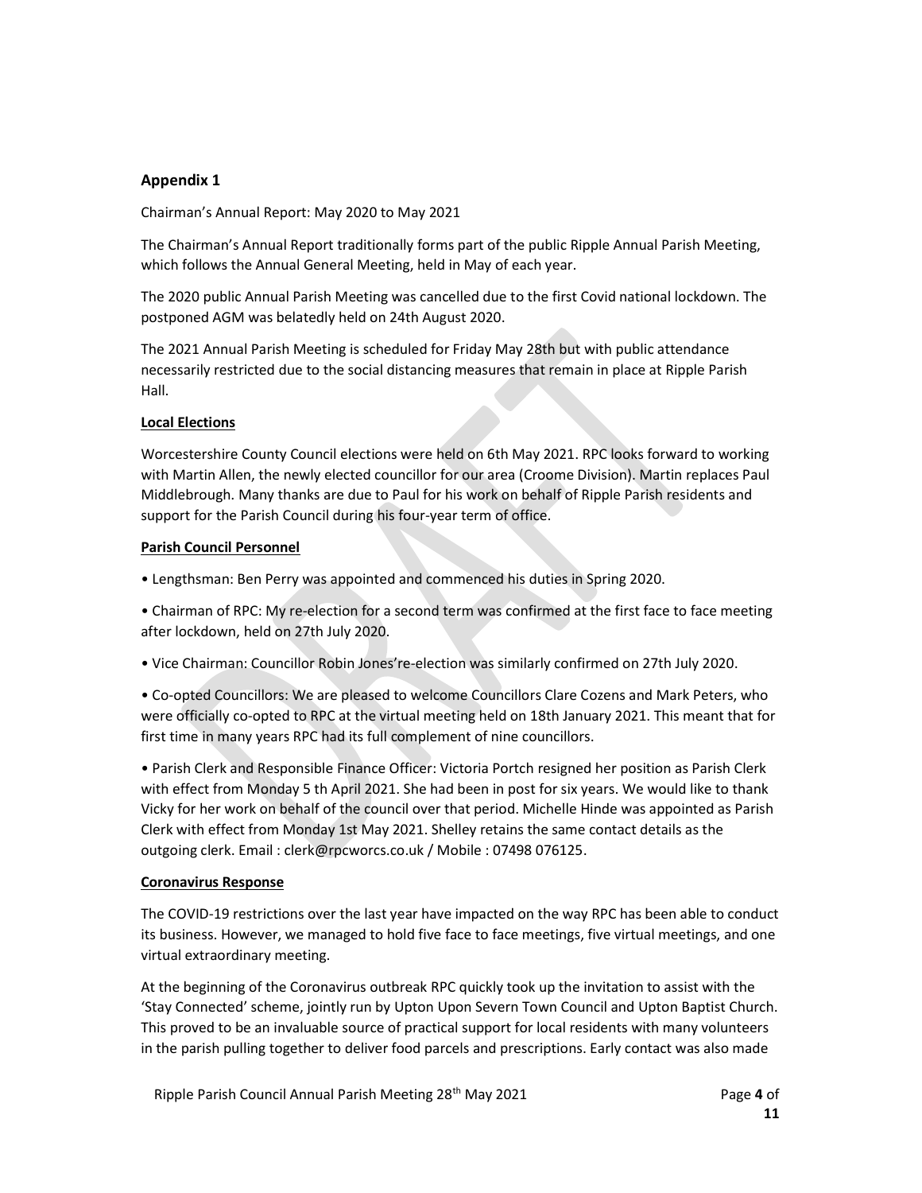## Appendix 1

Chairman's Annual Report: May 2020 to May 2021

The Chairman's Annual Report traditionally forms part of the public Ripple Annual Parish Meeting, which follows the Annual General Meeting, held in May of each year.

The 2020 public Annual Parish Meeting was cancelled due to the first Covid national lockdown. The postponed AGM was belatedly held on 24th August 2020.

The 2021 Annual Parish Meeting is scheduled for Friday May 28th but with public attendance necessarily restricted due to the social distancing measures that remain in place at Ripple Parish Hall.

**Local Elections**

Worcestershire County Council elections were held on 6th May 2021. RPC looks forward to working with Martin Allen, the newly elected councillor for our area (Croome Division). Martin replaces Paul Middlebrough. Many thanks are due to Paul for his work on behalf of Ripple Parish residents and support for the Parish Council during his four-year term of office.

**Parish Council Personnel**

- Lengthsman: Ben Perry was appointed and commenced his duties in Spring 2020.
- Chairman of RPC: My re-election for a second term was confirmed at the first face to face meeting after lockdown, held on 27th July 2020.
- Vice Chairman: Councillor Robin Jones're-election was similarly confirmed on 27th July 2020.
- Co-opted Councillors: We are pleased to welcome Councillors Clare Cozens and Mark Peters, who were officially co-opted to RPC at the virtual meeting held on 18th January 2021. This meant that for first time in many years RPC had its full complement of nine councillors.
- Parish Clerk and Responsible Finance Officer: Victoria Portch resigned her position as Parish Clerk with effect from Monday 5 th April 2021. She had been in post for six years. We would like to thank Vicky for her work on behalf of the council over that period. Michelle Hinde was appointed as Parish Clerk with effect from Monday 1st May 2021. Shelley retains the same contact details as the outgoing clerk. Email : clerk@rpcworcs.co.uk / Mobile : 07498 076125.

**Coronavirus Response**

The COVID-19 restrictions over the last year have impacted on the way RPC has been able to conduct its business. However, we managed to hold five face to face meetings, five virtual meetings, and one virtual extraordinary meeting.

At the beginning of the Coronavirus outbreak RPC quickly took up the invitation to assist with the 'Stay Connected' scheme, jointly run by Upton Upon Severn Town Council and Upton Baptist Church. This proved to be an invaluable source of practical support for local residents with many volunteers in the parish pulling together to deliver food parcels and prescriptions. Early contact was also made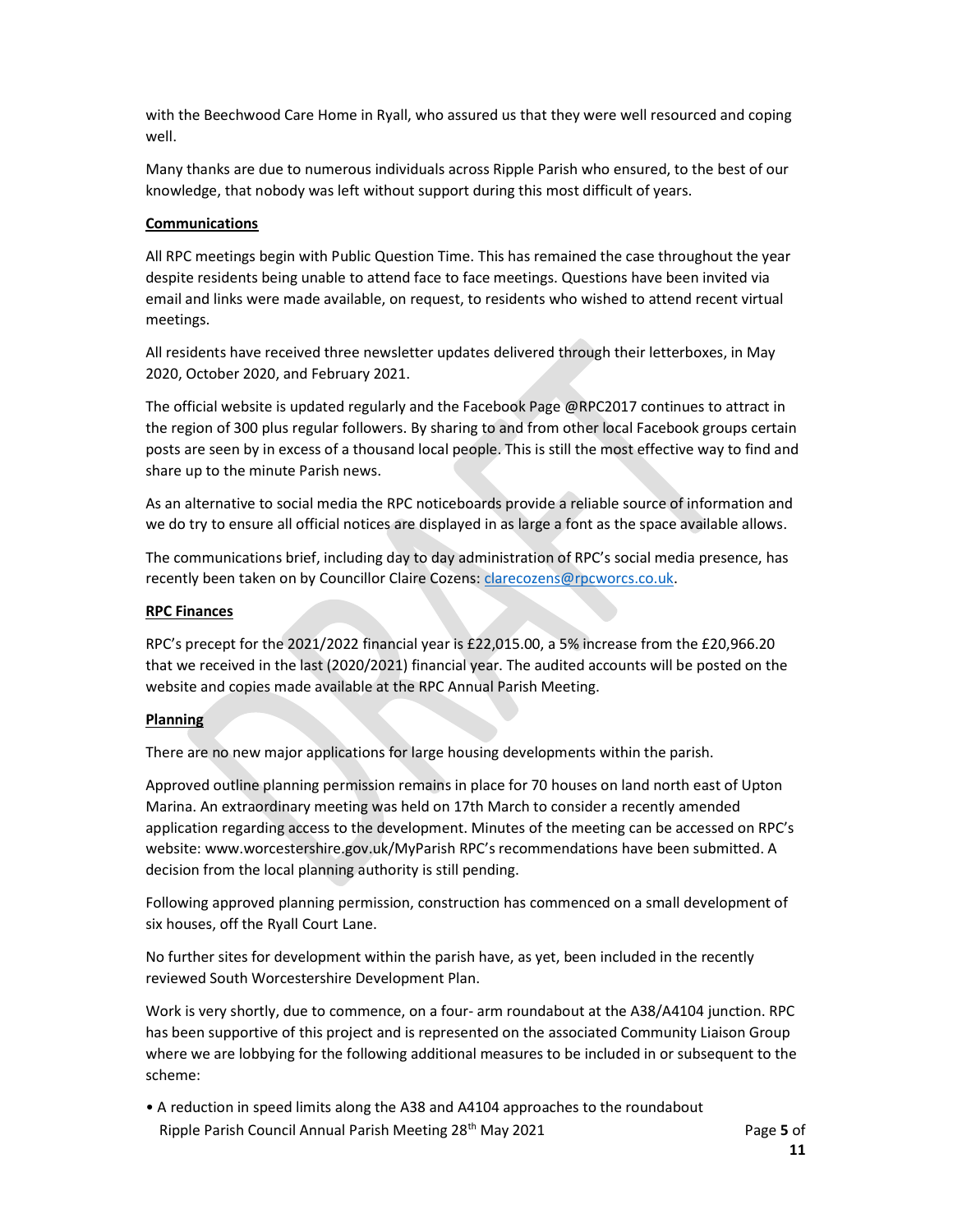with the Beechwood Care Home in Ryall, who assured us that they were well resourced and coping well.

Many thanks are due to numerous individuals across Ripple Parish who ensured, to the best of our knowledge, that nobody was left without support during this most difficult of years.

**Communications**

All RPC meetings begin with Public Question Time. This has remained the case throughout the year despite residents being unable to attend face to face meetings. Questions have been invited via email and links were made available, on request, to residents who wished to attend recent virtual meetings.

All residents have received three newsletter updates delivered through their letterboxes, in May 2020, October 2020, and February 2021.

The official website is updated regularly and the Facebook Page @RPC2017 continues to attract in the region of 300 plus regular followers. By sharing to and from other local Facebook groups certain posts are seen by in excess of a thousand local people. This is still the most effective way to find and share up to the minute Parish news.

As an alternative to social media the RPC noticeboards provide a reliable source of information and we do try to ensure all official notices are displayed in as large a font as the space available allows.

The communications brief, including day to day administration of RPC's social media presence, has recently been taken on by Councillor Claire Cozens: clarecozens@rpcworcs.co.uk.

**RPC Finances**

RPC's precept for the 2021/2022 financial year is £22,015.00, a 5% increase from the £20,966.20 that we received in the last (2020/2021) financial year. The audited accounts will be posted on the website and copies made available at the RPC Annual Parish Meeting.

**Planning**

There are no new major applications for large housing developments within the parish.

Approved outline planning permission remains in place for 70 houses on land north east of Upton Marina. An extraordinary meeting was held on 17th March to consider a recently amended application regarding access to the development. Minutes of the meeting can be accessed on RPC's website: www.worcestershire.gov.uk/MyParish RPC's recommendations have been submitted. A decision from the local planning authority is still pending.

Following approved planning permission, construction has commenced on a small development of six houses, off the Ryall Court Lane.

No further sites for development within the parish have, as yet, been included in the recently reviewed South Worcestershire Development Plan.

Work is very shortly, due to commence, on a four- arm roundabout at the A38/A4104 junction. RPC has been supportive of this project and is represented on the associated Community Liaison Group where we are lobbying for the following additional measures to be included in or subsequent to the scheme:

- A reduction in speed limits along the A38 and A4104 approaches to the roundabout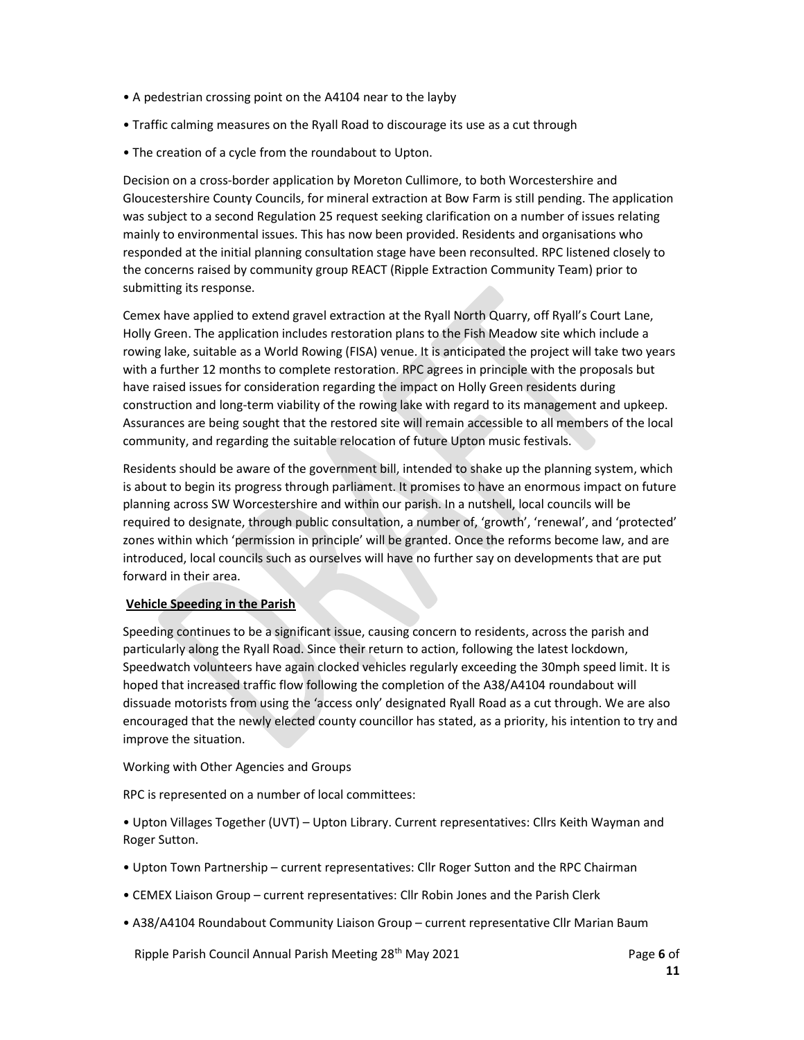- A pedestrian crossing point on the A4104 near to the layby
- Traffic calming measures on the Ryall Road to discourage its use as a cut through
- The creation of a cycle from the roundabout to Upton.

Decision on a cross-border application by Moreton Cullimore, to both Worcestershire and Gloucestershire County Councils, for mineral extraction at Bow Farm is still pending. The application was subject to a second Regulation 25 request seeking clarification on a number of issues relating mainly to environmental issues. This has now been provided. Residents and organisations who responded at the initial planning consultation stage have been reconsulted. RPC listened closely to the concerns raised by community group REACT (Ripple Extraction Community Team) prior to submitting its response.

Cemex have applied to extend gravel extraction at the Ryall North Quarry, off Ryall's Court Lane, Holly Green. The application includes restoration plans to the Fish Meadow site which include a rowing lake, suitable as a World Rowing (FISA) venue. It is anticipated the project will take two years with a further 12 months to complete restoration. RPC agrees in principle with the proposals but have raised issues for consideration regarding the impact on Holly Green residents during construction and long-term viability of the rowing lake with regard to its management and upkeep. Assurances are being sought that the restored site will remain accessible to all members of the local community, and regarding the suitable relocation of future Upton music festivals.

Residents should be aware of the government bill, intended to shake up the planning system, which is about to begin its progress through parliament. It promises to have an enormous impact on future planning across SW Worcestershire and within our parish. In a nutshell, local councils will be required to designate, through public consultation, a number of, 'growth', 'renewal', and 'protected' zones within which 'permission in principle' will be granted. Once the reforms become law, and are introduced, local councils such as ourselves will have no further say on developments that are put forward in their area.

**Vehicle Speeding in the Parish**

Speeding continues to be a significant issue, causing concern to residents, across the parish and particularly along the Ryall Road. Since their return to action, following the latest lockdown, Speedwatch volunteers have again clocked vehicles regularly exceeding the 30mph speed limit. It is hoped that increased traffic flow following the completion of the A38/A4104 roundabout will dissuade motorists from using the 'access only' designated Ryall Road as a cut through. We are also encouraged that the newly elected county councillor has stated, as a priority, his intention to try and improve the situation.

Working with Other Agencies and Groups

RPC is represented on a number of local committees:

- Upton Villages Together (UVT) – Upton Library. Current representatives: Cllrs Keith Wayman and Roger Sutton.
- Upton Town Partnership – current representatives: Cllr Roger Sutton and the RPC Chairman
- CEMEX Liaison Group – current representatives: Cllr Robin Jones and the Parish Clerk
- A38/A4104 Roundabout Community Liaison Group – current representative Cllr Marian Baum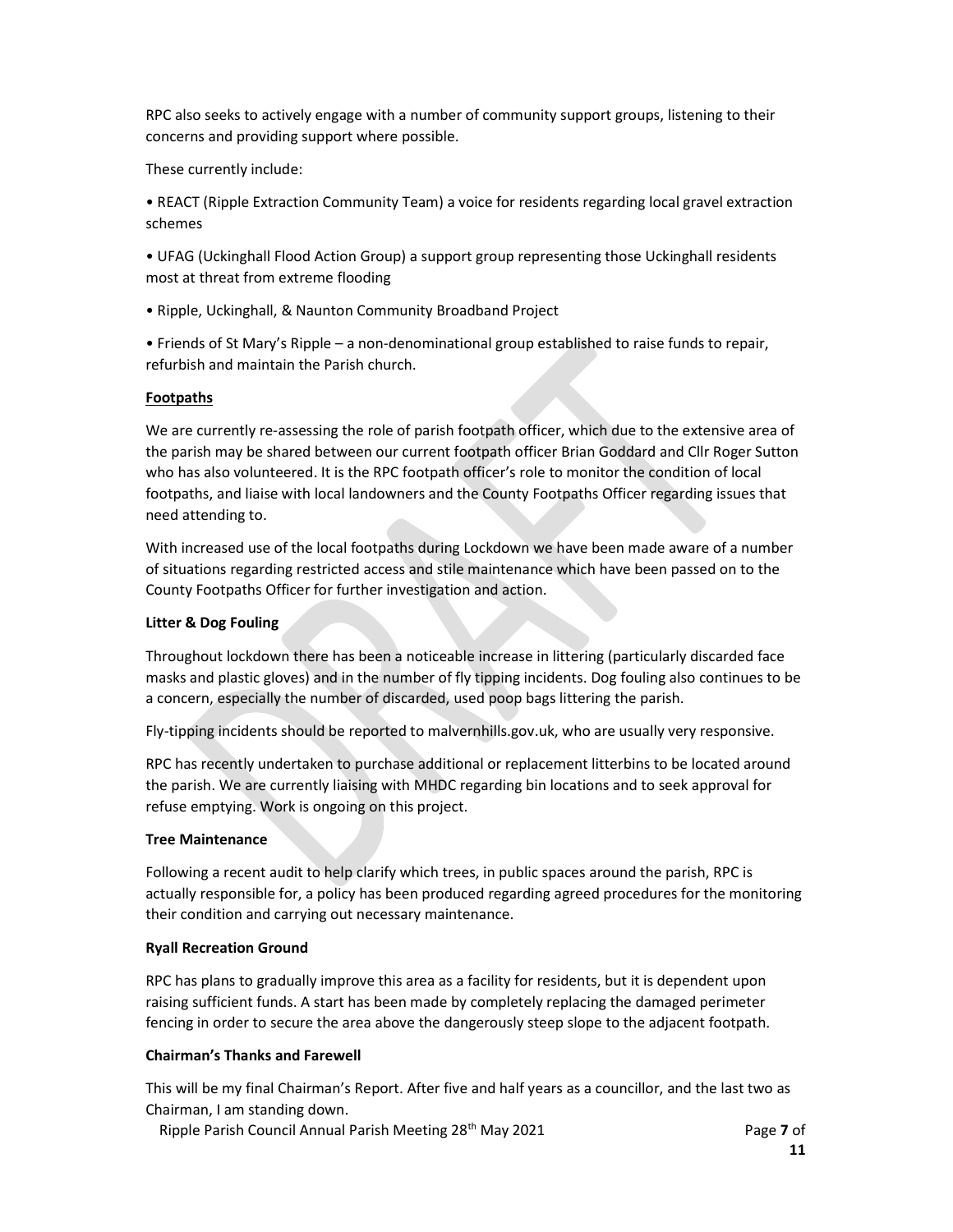RPC also seeks to actively engage with a number of community support groups, listening to their concerns and providing support where possible.

These currently include:

- REACT (Ripple Extraction Community Team) a voice for residents regarding local gravel extraction schemes
- UFAG (Uckinghall Flood Action Group) a support group representing those Uckinghall residents most at threat from extreme flooding
- Ripple, Uckinghall, & Naunton Community Broadband Project
- Friends of St Mary's Ripple – a non-denominational group established to raise funds to repair, refurbish and maintain the Parish church.

**Footpaths**

We are currently re-assessing the role of parish footpath officer, which due to the extensive area of the parish may be shared between our current footpath officer Brian Goddard and Cllr Roger Sutton who has also volunteered. It is the RPC footpath officer's role to monitor the condition of local footpaths, and liaise with local landowners and the County Footpaths Officer regarding issues that need attending to.

With increased use of the local footpaths during Lockdown we have been made aware of a number of situations regarding restricted access and stile maintenance which have been passed on to the County Footpaths Officer for further investigation and action.

**Litter & Dog Fouling**

Throughout lockdown there has been a noticeable increase in littering (particularly discarded face masks and plastic gloves) and in the number of fly tipping incidents. Dog fouling also continues to be a concern, especially the number of discarded, used poop bags littering the parish.

Fly-tipping incidents should be reported to malvernhills.gov.uk, who are usually very responsive.

RPC has recently undertaken to purchase additional or replacement litterbins to be located around the parish. We are currently liaising with MHDC regarding bin locations and to seek approval for refuse emptying. Work is ongoing on this project.

**Tree Maintenance**

Following a recent audit to help clarify which trees, in public spaces around the parish, RPC is actually responsible for, a policy has been produced regarding agreed procedures for the monitoring their condition and carrying out necessary maintenance.

**Ryall Recreation Ground**

RPC has plans to gradually improve this area as a facility for residents, but it is dependent upon raising sufficient funds. A start has been made by completely replacing the damaged perimeter fencing in order to secure the area above the dangerously steep slope to the adjacent footpath.

**Chairman's Thanks and Farewell**

This will be my final Chairman's Report. After five and half years as a councillor, and the last two as Chairman, I am standing down.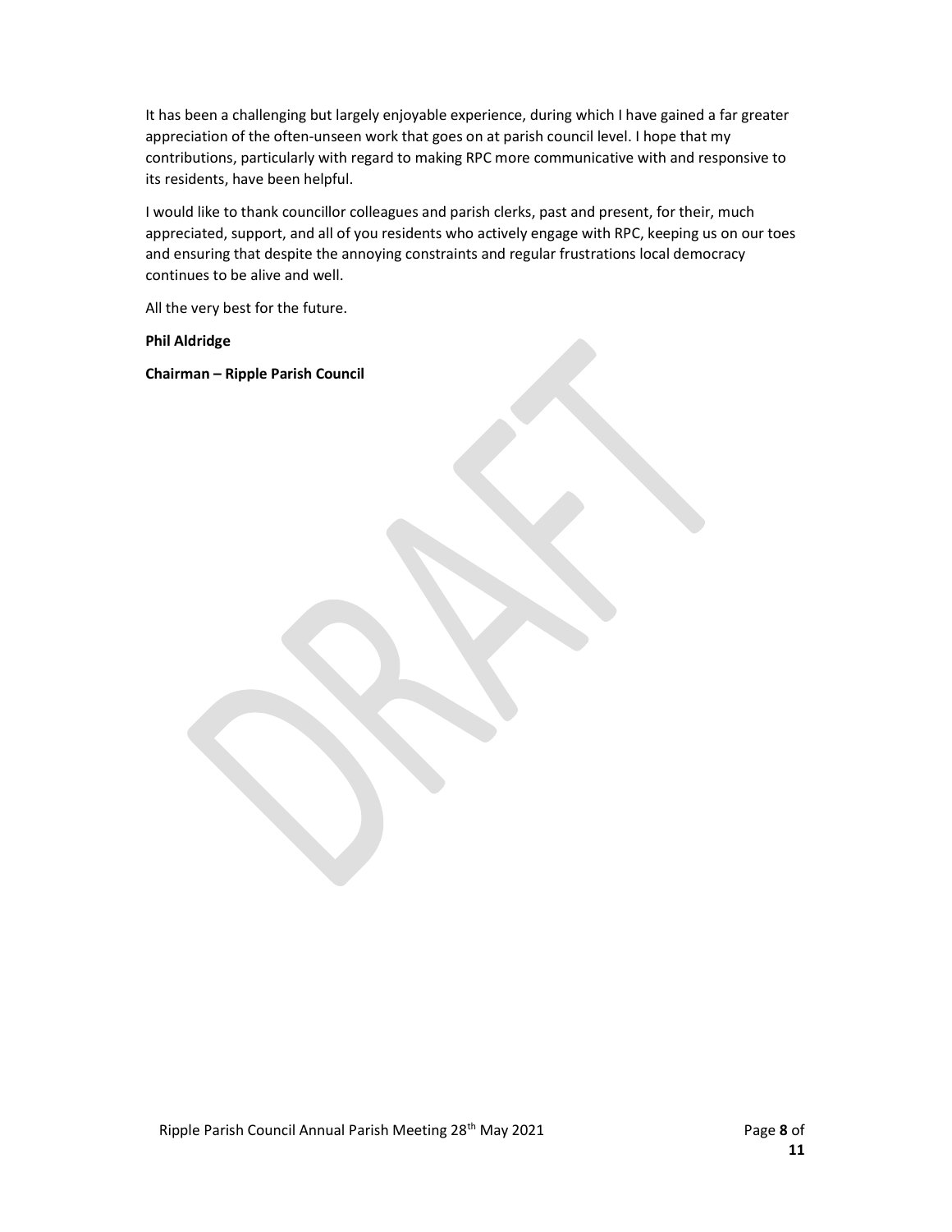It has been a challenging but largely enjoyable experience, during which I have gained a far greater appreciation of the often-unseen work that goes on at parish council level. I hope that my contributions, particularly with regard to making RPC more communicative with and responsive to its residents, have been helpful.

I would like to thank councillor colleagues and parish clerks, past and present, for their, much appreciated, support, and all of you residents who actively engage with RPC, keeping us on our toes and ensuring that despite the annoying constraints and regular frustrations local democracy continues to be alive and well.

All the very best for the future.

**Phil Aldridge**

**Chairman – Ripple Parish Council**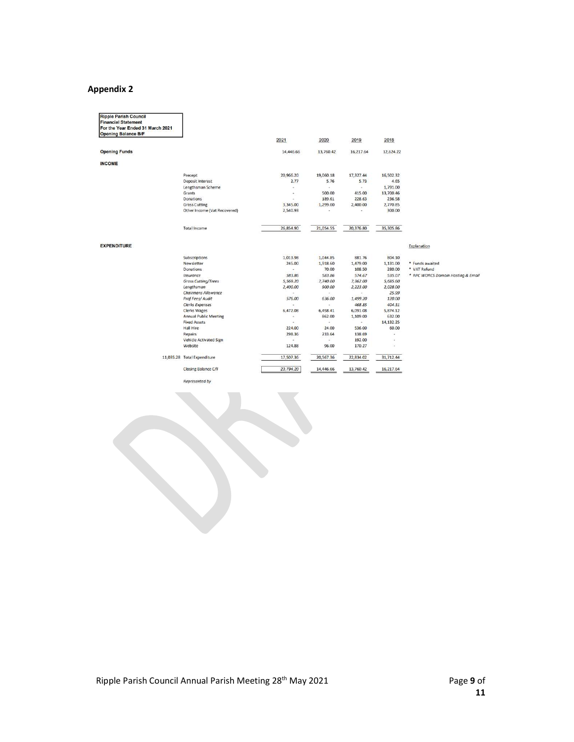## Appendix 2

**Ripple Parish Council**
**Financial Statement**
**For the Year Ended 31 March 2021**
**Opening Balance B/F**

| | | 2021 | 2020 | 2019 | 2018 | |
|---|---|---|---|---|---|---|
| **Opening Funds** | | 14,446.66 | 13,760.42 | 16,217.64 | 12,624.22 | |
| **INCOME** | | | | | | |
| | Precept | 20,966.20 | 19,060.18 | 17,327.44 | 16,502.32 | |
| | Deposit Interest | 2.77 | 5.76 | 5.73 | 4.65 | |
| | Lengthsman Scheme | - | - | - | 1,791.00 | |
| | Grants | - | 500.00 | 415.00 | 13,700.46 | |
| | Donations | - | 189.61 | 228.63 | 236.58 | |
| | Grass Cutting | 3,345.00 | 1,299.00 | 2,400.00 | 2,770.85 | |
| | Other Income (Vat Recovered) | 2,540.93 | - | - | 300.00 | |
| | Total Income | 26,854.90 | 21,054.55 | 20,376.80 | 35,305.86 | |
| **EXPENDITURE** | | | | | | Explanation |
| | Subscriptions | 1,013.98 | 1,044.85 | 881.76 | 804.10 | |
| | Newsletter | 245.00 | 1,918.60 | 1,479.00 | 1,131.00 | * Funds awaited |
| | Donations | - | 70.00 | 108.50 | 280.00 | * VAT Refund |
| | *Insurance* | *583.86* | *583.86* | *574.67* | *535.07* | * *RPC WORCS Domain Hosting & Email* |
| | *Grass Cutting/Trees* | *5,569.20* | *7,740.00* | *7,362.00* | *5,685.60* | |
| | *Lengthsman* | *2,400.00* | *900.00* | *2,223.00* | *2,028.00* | |
| | *Chairmans Allowance* | - | - | - | *25.99* | |
| | *Prof Fees/ Audit* | *576.00* | *636.00* | *1,499.20* | *120.00* | |
| | *Clerks Expenses* | - | - | *468.85* | *404.31* | |
| | Clerks Wages | 6,472.08 | 6,458.41 | 6,093.08 | 5,874.12 | |
| | Annual Public Meeting | - | 862.00 | 1,109.00 | 632.00 | |
| | Fixed Assets | - | - | - | 14,132.25 | |
| | Hall Hire | 224.00 | 24.00 | 536.00 | 60.00 | |
| | Repairs | 298.36 | 233.64 | 138.69 | - | |
| | Vehicle Activated Sign | - | - | 192.00 | - | |
| | Website | 124.88 | 96.00 | 170.27 | - | |
| 11,035.28 | Total Expenditure | 17,507.36 | 20,567.36 | 22,834.02 | 31,712.44 | |
| | Closing Balance C/F | 23,794.20 | 14,446.66 | 13,760.42 | 16,217.64 | |

*Represented by*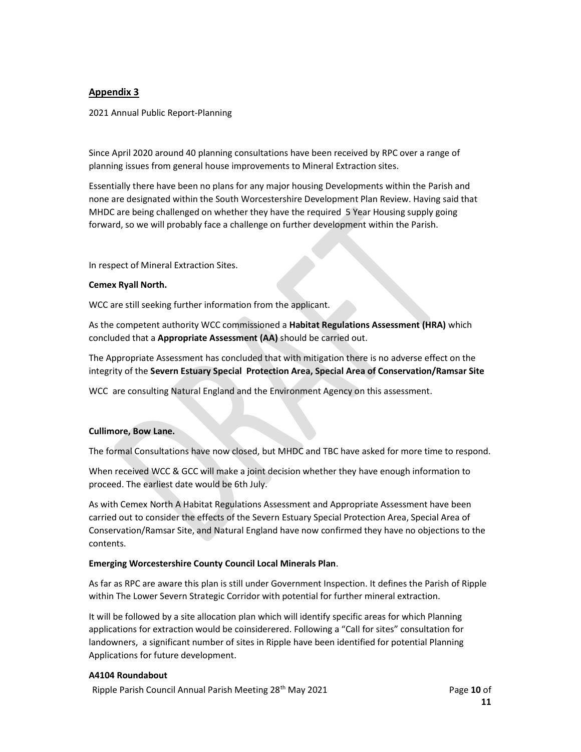## Appendix 3

2021 Annual Public Report-Planning

Since April 2020 around 40 planning consultations have been received by RPC over a range of planning issues from general house improvements to Mineral Extraction sites.

Essentially there have been no plans for any major housing Developments within the Parish and none are designated within the South Worcestershire Development Plan Review. Having said that MHDC are being challenged on whether they have the required 5 Year Housing supply going forward, so we will probably face a challenge on further development within the Parish.

In respect of Mineral Extraction Sites.

**Cemex Ryall North.**

WCC are still seeking further information from the applicant.

As the competent authority WCC commissioned a **Habitat Regulations Assessment (HRA)** which concluded that a **Appropriate Assessment (AA)** should be carried out.

The Appropriate Assessment has concluded that with mitigation there is no adverse effect on the integrity of the **Severn Estuary Special Protection Area, Special Area of Conservation/Ramsar Site**

WCC are consulting Natural England and the Environment Agency on this assessment.

**Cullimore, Bow Lane.**

The formal Consultations have now closed, but MHDC and TBC have asked for more time to respond.

When received WCC & GCC will make a joint decision whether they have enough information to proceed. The earliest date would be 6th July.

As with Cemex North A Habitat Regulations Assessment and Appropriate Assessment have been carried out to consider the effects of the Severn Estuary Special Protection Area, Special Area of Conservation/Ramsar Site, and Natural England have now confirmed they have no objections to the contents.

**Emerging Worcestershire County Council Local Minerals Plan**.

As far as RPC are aware this plan is still under Government Inspection. It defines the Parish of Ripple within The Lower Severn Strategic Corridor with potential for further mineral extraction.

It will be followed by a site allocation plan which will identify specific areas for which Planning applications for extraction would be coinsiderered. Following a "Call for sites" consultation for landowners, a significant number of sites in Ripple have been identified for potential Planning Applications for future development.

**A4104 Roundabout**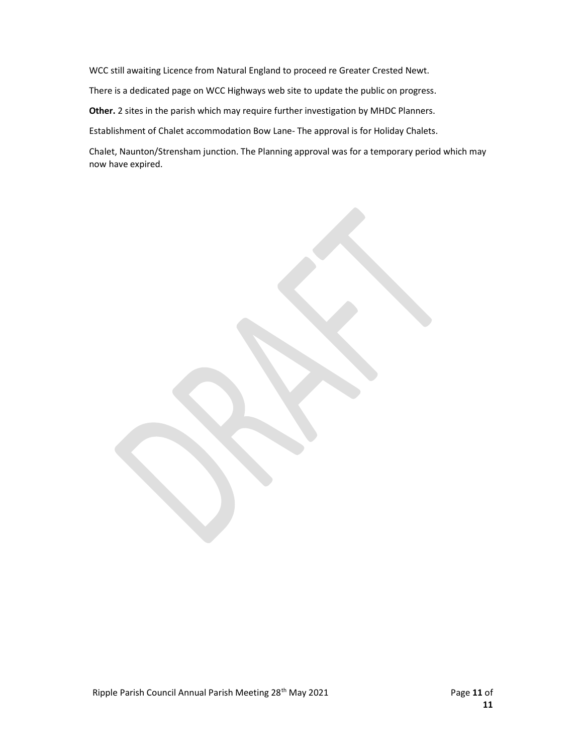WCC still awaiting Licence from Natural England to proceed re Greater Crested Newt.

There is a dedicated page on WCC Highways web site to update the public on progress.

**Other.** 2 sites in the parish which may require further investigation by MHDC Planners.

Establishment of Chalet accommodation Bow Lane- The approval is for Holiday Chalets.

Chalet, Naunton/Strensham junction. The Planning approval was for a temporary period which may now have expired.